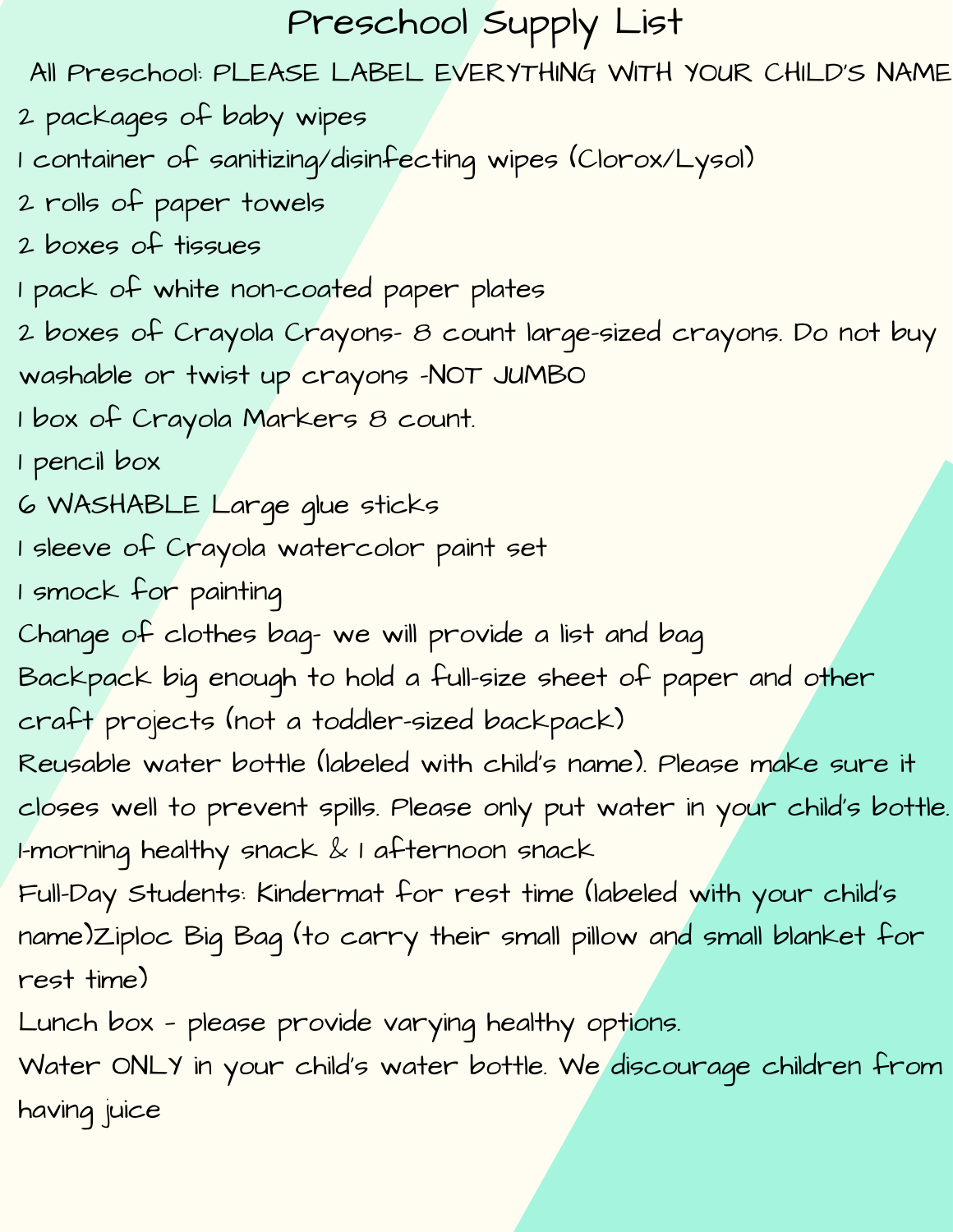# Preschool Supply List

All Preschool: PLEASE LABEL EVERYTHING WITH YOUR CHILD'S NAME

2 packages of baby wipes

1 container of sanitizing/disinfecting wipes (Clorox/Lysol)

2 rolls of paper towels

2 boxes of tissues

1 pack of white non-coated paper plates

2 boxes of Crayola Crayons- 8 count large-sized crayons. Do not buy washable or twist up crayons -NOT JUMBO

1 box of Crayola Markers 8 count.

1 pencil box

6 WASHABLE Large glue sticks

1 sleeve of Crayola watercolor paint set

1 smock for painting

Change of clothes bag- we will provide a list and bag

Backpack big enough to hold a full-size sheet of paper and other craft projects (not a toddler-sized backpack)

Reusable water bottle (labeled with child's name). Please make sure it closes well to prevent spills. Please only put water in your child's bottle.

1-morning healthy snack & 1 afternoon snack

Full-Day Students: Kindermat for rest time (labeled with your child's name)Ziploc Big Bag (to carry their small pillow and small blanket for rest time)

Lunch box - please provide varying healthy options.

Water ONLY in your child's water bottle. We discourage children from having juice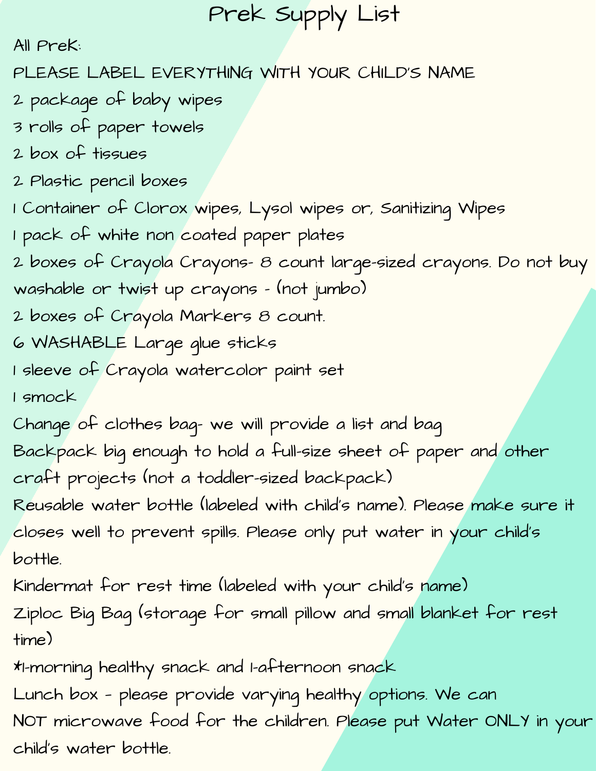# Prek Supply List

All PreK:

PLEASE LABEL EVERYTHING WITH YOUR CHILD'S NAME

- 2 package of baby wipes
- 3 rolls of paper towels
- 2 box of tissues
- 2 Plastic pencil boxes
- 1 Container of Clorox wipes, Lysol wipes or, Sanitizing Wipes
- 1 pack of white non coated paper plates
- 2 boxes of Crayola Crayons- 8 count large-sized crayons. Do not buy washable or twist up crayons - (not jumbo)
- 2 boxes of Crayola Markers 8 count.
- 6 WASHABLE Large glue sticks
- 1 sleeve of Crayola watercolor paint set
- 1 smock
- Change of clothes bag- we will provide a list and bag
- Backpack big enough to hold a full-size sheet of paper and other craft projects (not a toddler-sized backpack)
- Reusable water bottle (labeled with child's name). Please make sure it closes well to prevent spills. Please only put water in your child's bottle.
- Kindermat for rest time (labeled with your child's name)
- Ziploc Big Bag (storage for small pillow and small blanket for rest time)
- *1-morning healthy snack and 1-afternoon snack
- Lunch box - please provide varying healthy options. We can NOT microwave food for the children. Please put Water ONLY in your child's water bottle.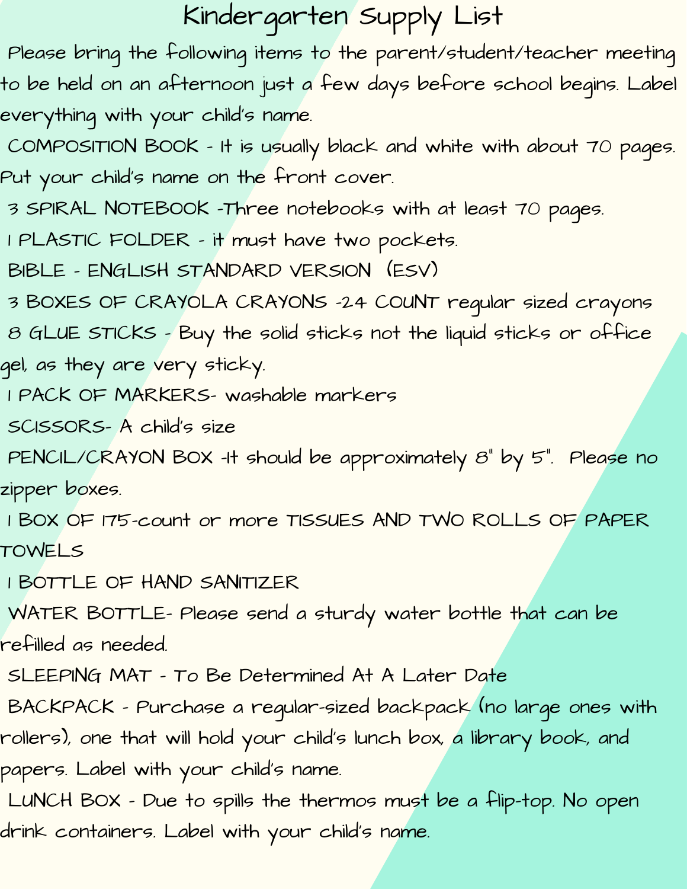# Kindergarten Supply List

Please bring the following items to the parent/student/teacher meeting to be held on an afternoon just a few days before school begins. Label everything with your child's name.

COMPOSITION BOOK - It is usually black and white with about 70 pages. Put your child's name on the front cover.

3 SPIRAL NOTEBOOK -Three notebooks with at least 70 pages.

1 PLASTIC FOLDER - it must have two pockets.

BIBLE - ENGLISH STANDARD VERSION (ESV)

3 BOXES OF CRAYOLA CRAYONS -24 COUNT regular sized crayons

8 GLUE STICKS - Buy the solid sticks not the liquid sticks or office gel, as they are very sticky.

1 PACK OF MARKERS- washable markers

SCISSORS- A child's size

PENCIL/CRAYON BOX -It should be approximately 8" by 5". Please no zipper boxes.

1 BOX OF 175-count or more TISSUES AND TWO ROLLS OF PAPER TOWELS

1 BOTTLE OF HAND SANITIZER

WATER BOTTLE- Please send a sturdy water bottle that can be refilled as needed.

SLEEPING MAT - To Be Determined At A Later Date

BACKPACK - Purchase a regular-sized backpack (no large ones with rollers), one that will hold your child's lunch box, a library book, and papers. Label with your child's name.

LUNCH BOX - Due to spills the thermos must be a flip-top. No open drink containers. Label with your child's name.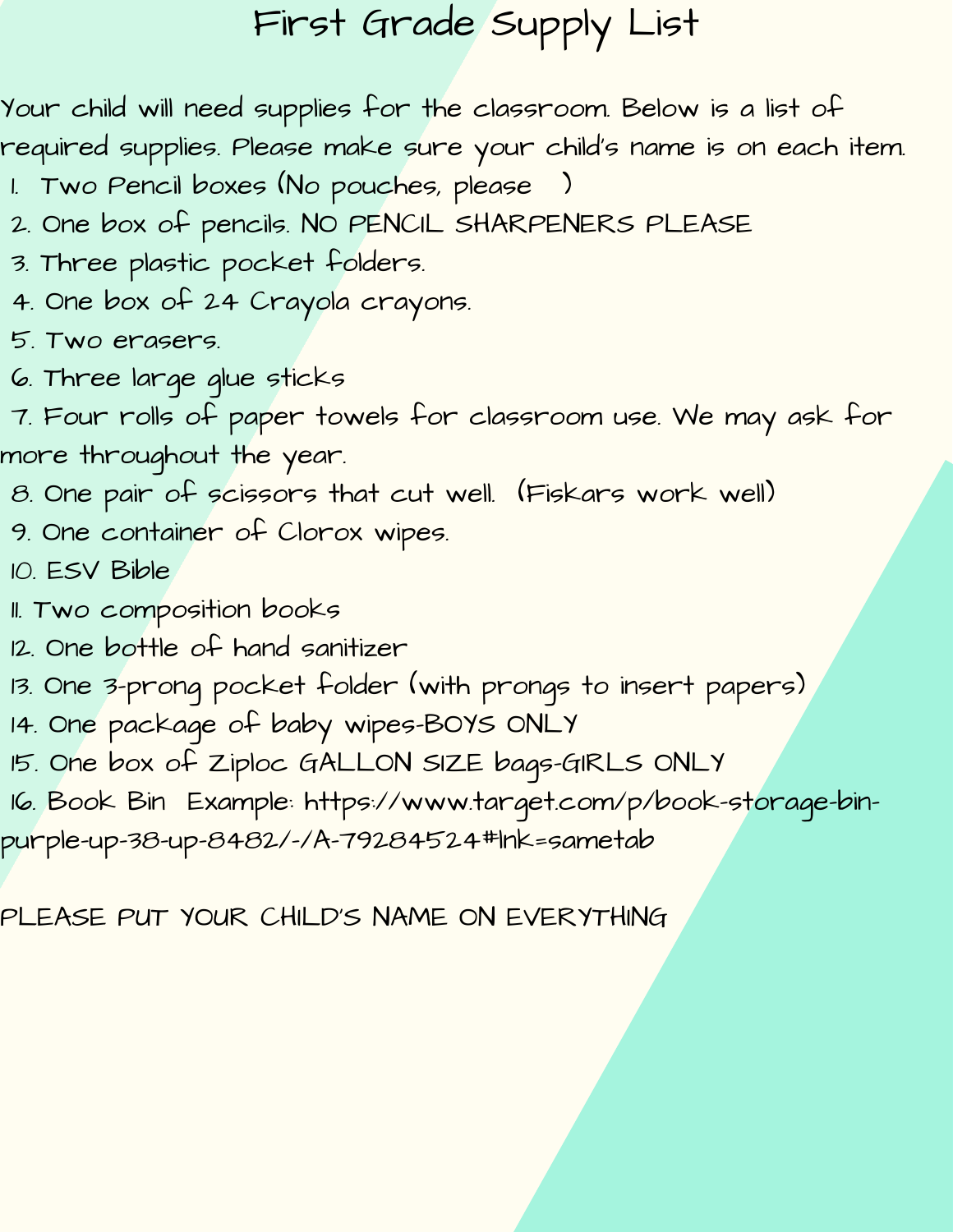# First Grade Supply List

Your child will need supplies for the classroom. Below is a list of required supplies. Please make sure your child's name is on each item.

1. Two Pencil boxes (No pouches, please )
2. One box of pencils. NO PENCIL SHARPENERS PLEASE
3. Three plastic pocket folders.
4. One box of 24 Crayola crayons.
5. Two erasers.
6. Three large glue sticks
7. Four rolls of paper towels for classroom use. We may ask for more throughout the year.
8. One pair of scissors that cut well. (Fiskars work well)
9. One container of Clorox wipes.
10. ESV Bible
11. Two composition books
12. One bottle of hand sanitizer
13. One 3-prong pocket folder (with prongs to insert papers)
14. One package of baby wipes-BOYS ONLY
15. One box of Ziploc GALLON SIZE bags-GIRLS ONLY
16. Book Bin Example: https://www.target.com/p/book-storage-bin-purple-up-38-up-8482/-/A-79284524#lnk=sametab

PLEASE PUT YOUR CHILD'S NAME ON EVERYTHING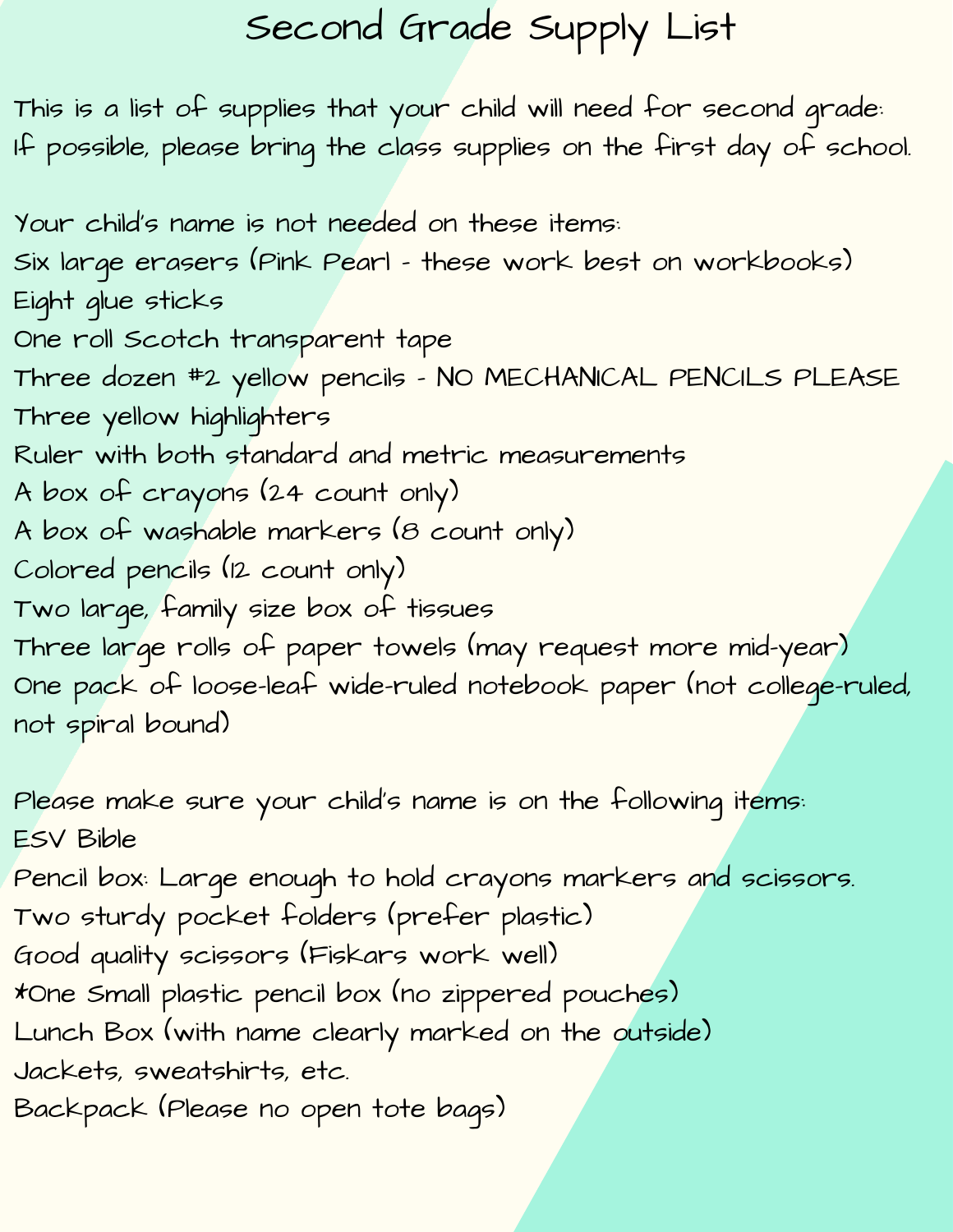# Second Grade Supply List

This is a list of supplies that your child will need for second grade:
If possible, please bring the class supplies on the first day of school.

Your child's name is not needed on these items:
Six large erasers (Pink Pearl - these work best on workbooks)
Eight glue sticks
One roll Scotch transparent tape
Three dozen #2 yellow pencils - NO MECHANICAL PENCILS PLEASE
Three yellow highlighters
Ruler with both standard and metric measurements
A box of crayons (24 count only)
A box of washable markers (8 count only)
Colored pencils (12 count only)
Two large, family size box of tissues
Three large rolls of paper towels (may request more mid-year)
One pack of loose-leaf wide-ruled notebook paper (not college-ruled, not spiral bound)

Please make sure your child's name is on the following items:
ESV Bible
Pencil box: Large enough to hold crayons markers and scissors.
Two sturdy pocket folders (prefer plastic)
Good quality scissors (Fiskars work well)
*One Small plastic pencil box (no zippered pouches)
Lunch Box (with name clearly marked on the outside)
Jackets, sweatshirts, etc.
Backpack (Please no open tote bags)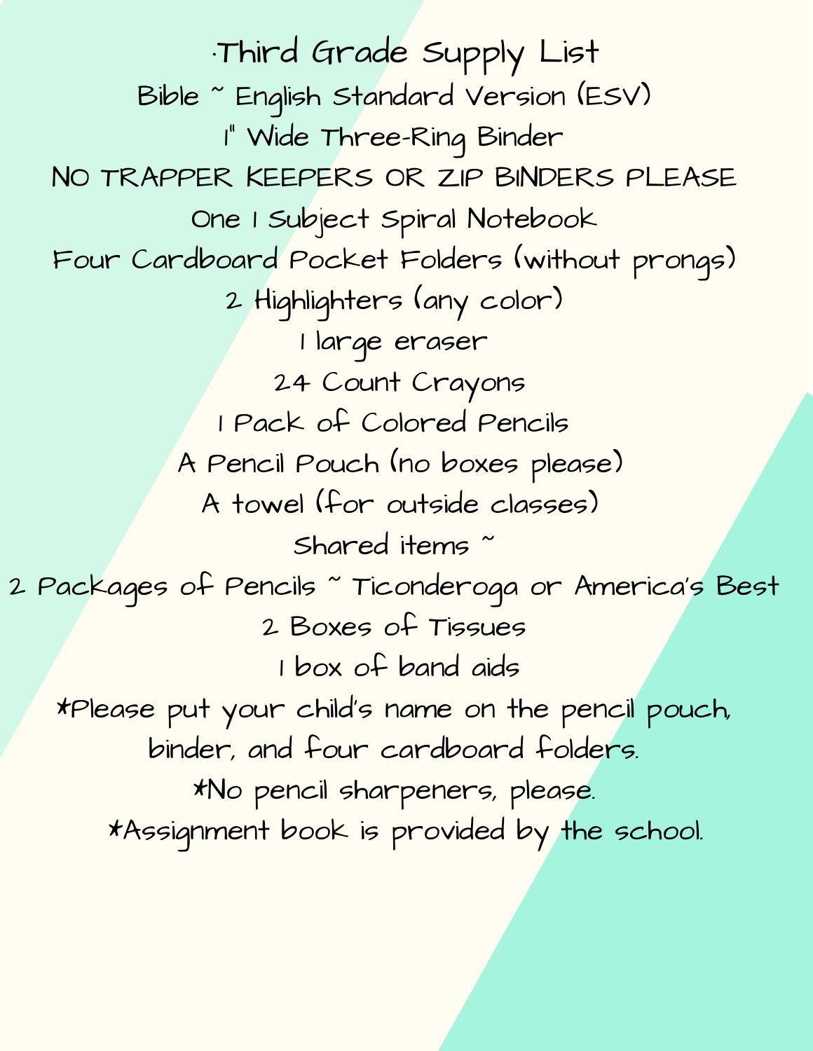# ·Third Grade Supply List

Bible ~ English Standard Version (ESV)

1" Wide Three-Ring Binder

NO TRAPPER KEEPERS OR ZIP BINDERS PLEASE

One 1 Subject Spiral Notebook

Four Cardboard Pocket Folders (without prongs)

2 Highlighters (any color)

1 large eraser

24 Count Crayons

1 Pack of Colored Pencils

A Pencil Pouch (no boxes please)

A towel (for outside classes)

Shared items ~

2 Packages of Pencils ~ Ticonderoga or America's Best

2 Boxes of Tissues

1 box of band aids

*Please put your child's name on the pencil pouch, binder, and four cardboard folders.

*No pencil sharpeners, please.

*Assignment book is provided by the school.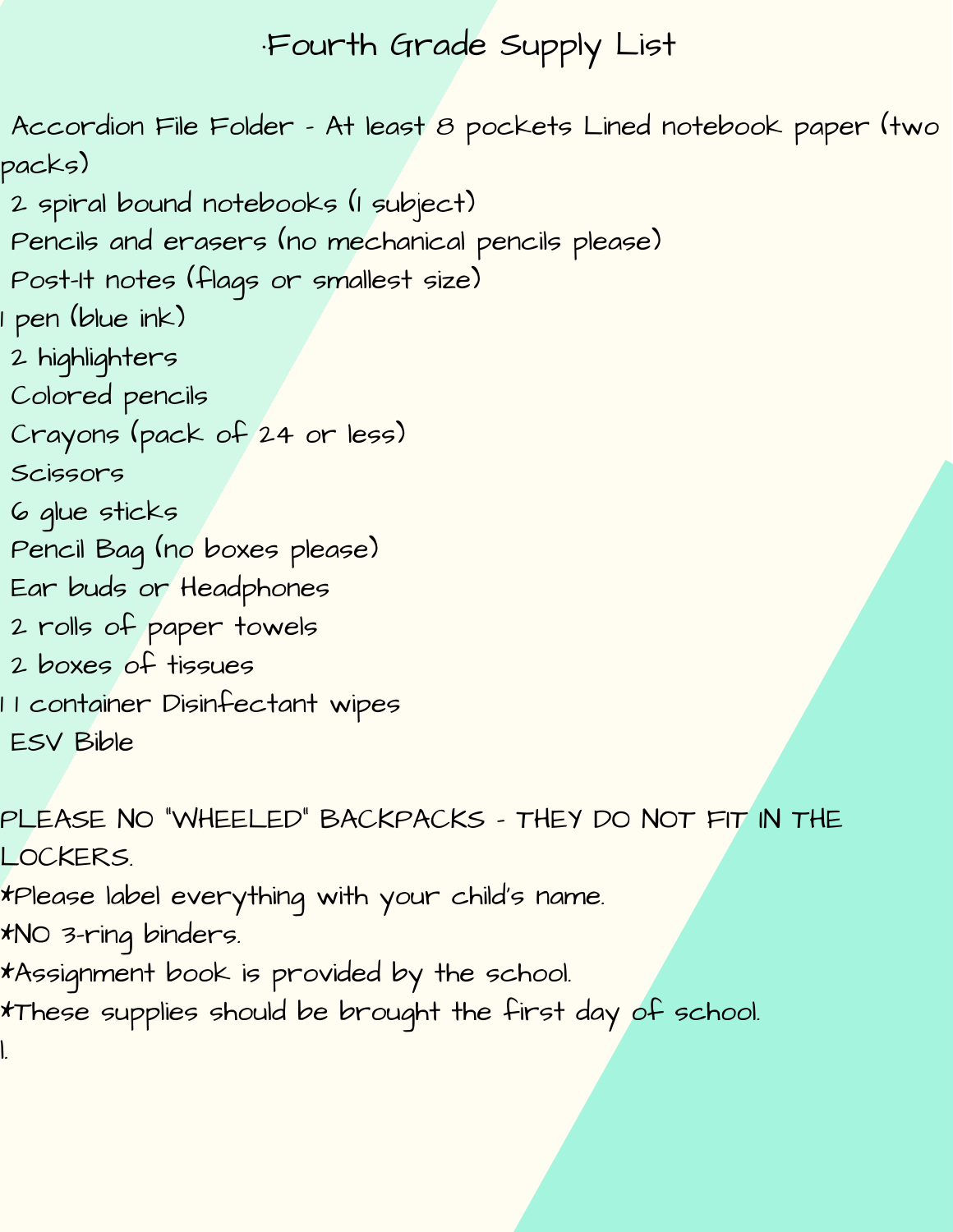# ·Fourth Grade Supply List

- Accordion File Folder - At least 8 pockets Lined notebook paper (two packs)
- 2 spiral bound notebooks (1 subject)
- Pencils and erasers (no mechanical pencils please)
- Post-It notes (flags or smallest size)
- 1 pen (blue ink)
- 2 highlighters
- Colored pencils
- Crayons (pack of 24 or less)
- Scissors
- 6 glue sticks
- Pencil Bag (no boxes please)
- Ear buds or Headphones
- 2 rolls of paper towels
- 2 boxes of tissues
- 1 1 container Disinfectant wipes
- ESV Bible

PLEASE NO "WHEELED" BACKPACKS - THEY DO NOT FIT IN THE LOCKERS.

*Please label everything with your child's name.

*NO 3-ring binders.

*Assignment book is provided by the school.

*These supplies should be brought the first day of school.

1.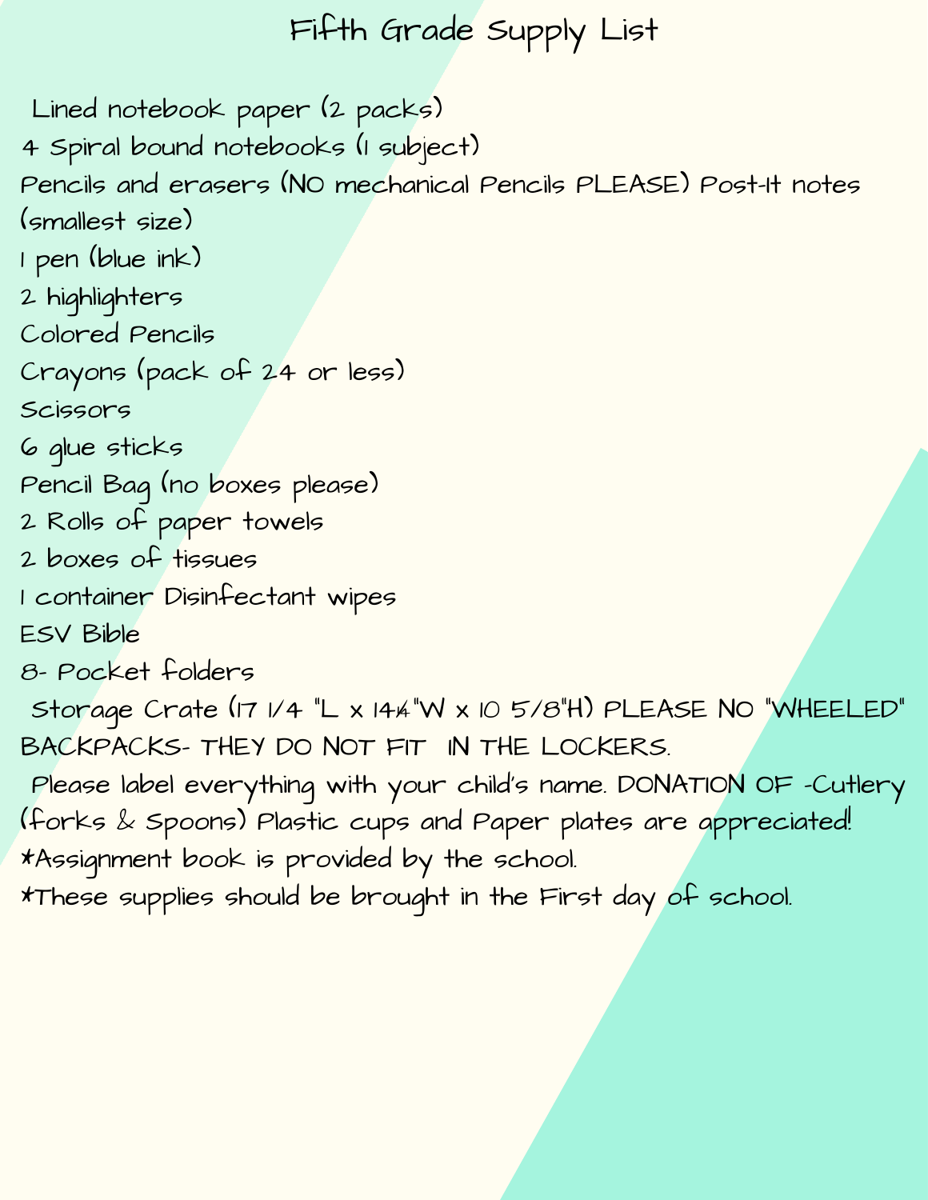# Fifth Grade Supply List

Lined notebook paper (2 packs)
4 Spiral bound notebooks (1 subject)
Pencils and erasers (NO mechanical Pencils PLEASE) Post-It notes (smallest size)
1 pen (blue ink)
2 highlighters
Colored Pencils
Crayons (pack of 24 or less)
Scissors
6 glue sticks
Pencil Bag (no boxes please)
2 Rolls of paper towels
2 boxes of tissues
1 container Disinfectant wipes
ESV Bible
8- Pocket folders
Storage Crate (17 1/4 "L x 14¼"W x 10 5/8"H) PLEASE NO "WHEELED" BACKPACKS- THEY DO NOT FIT IN THE LOCKERS.
Please label everything with your child's name. DONATION OF -Cutlery (forks & Spoons) Plastic cups and Paper plates are appreciated!
*Assignment book is provided by the school.
*These supplies should be brought in the First day of school.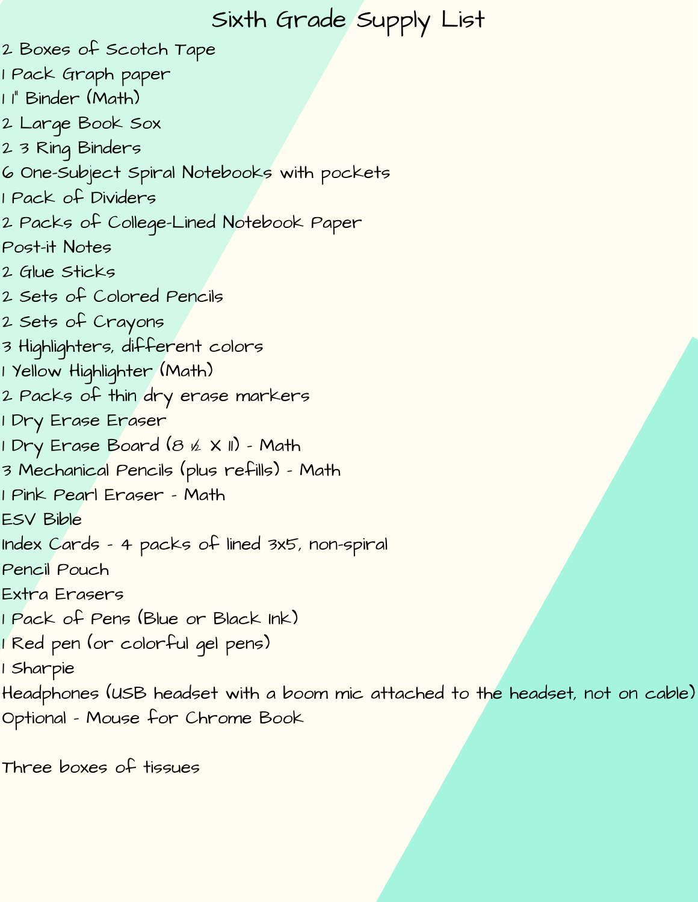# Sixth Grade Supply List

2 Boxes of Scotch Tape
1 Pack Graph paper
1 1" Binder (Math)
2 Large Book Sox
2 3 Ring Binders
6 One-Subject Spiral Notebooks with pockets
1 Pack of Dividers
2 Packs of College-Lined Notebook Paper
Post-it Notes
2 Glue Sticks
2 Sets of Colored Pencils
2 Sets of Crayons
3 Highlighters, different colors
1 Yellow Highlighter (Math)
2 Packs of thin dry erase markers
1 Dry Erase Eraser
1 Dry Erase Board (8 ½ X 11) - Math
3 Mechanical Pencils (plus refills) - Math
1 Pink Pearl Eraser - Math
ESV Bible
Index Cards - 4 packs of lined 3x5, non-spiral
Pencil Pouch
Extra Erasers
1 Pack of Pens (Blue or Black Ink)
1 Red pen (or colorful gel pens)
1 Sharpie
Headphones (USB headset with a boom mic attached to the headset, not on cable)
Optional - Mouse for Chrome Book

Three boxes of tissues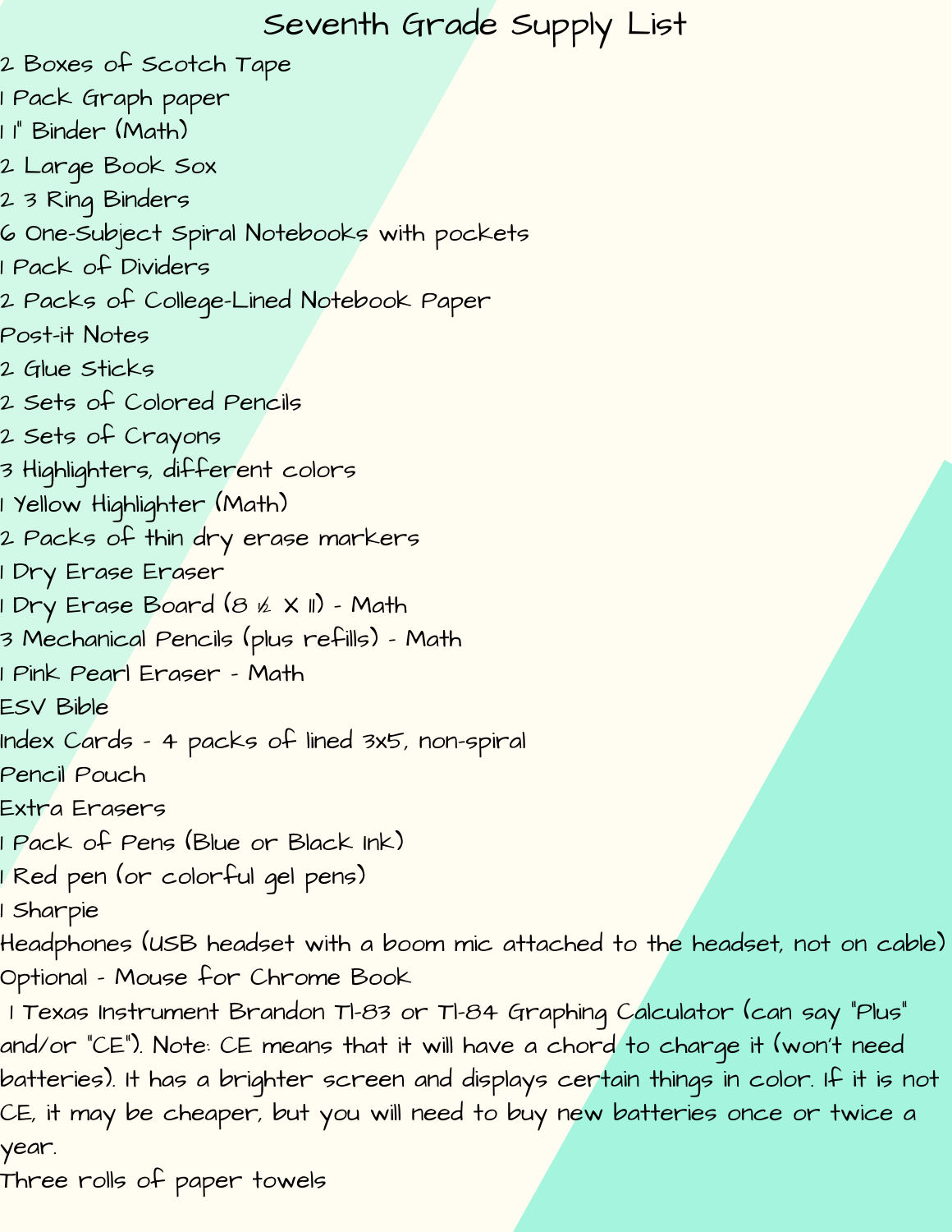# Seventh Grade Supply List

2 Boxes of Scotch Tape
1 Pack Graph paper
1 1" Binder (Math)
2 Large Book Sox
2 3 Ring Binders
6 One-Subject Spiral Notebooks with pockets
1 Pack of Dividers
2 Packs of College-Lined Notebook Paper
Post-it Notes
2 Glue Sticks
2 Sets of Colored Pencils
2 Sets of Crayons
3 Highlighters, different colors
1 Yellow Highlighter (Math)
2 Packs of thin dry erase markers
1 Dry Erase Eraser
1 Dry Erase Board (8 ½ X 11) - Math
3 Mechanical Pencils (plus refills) - Math
1 Pink Pearl Eraser - Math
ESV Bible
Index Cards - 4 packs of lined 3x5, non-spiral
Pencil Pouch
Extra Erasers
1 Pack of Pens (Blue or Black Ink)
1 Red pen (or colorful gel pens)
1 Sharpie
Headphones (USB headset with a boom mic attached to the headset, not on cable)
Optional - Mouse for Chrome Book
1 Texas Instrument Brandon TI-83 or TI-84 Graphing Calculator (can say "Plus" and/or "CE"). Note: CE means that it will have a chord to charge it (won't need batteries). It has a brighter screen and displays certain things in color. If it is not CE, it may be cheaper, but you will need to buy new batteries once or twice a year.
Three rolls of paper towels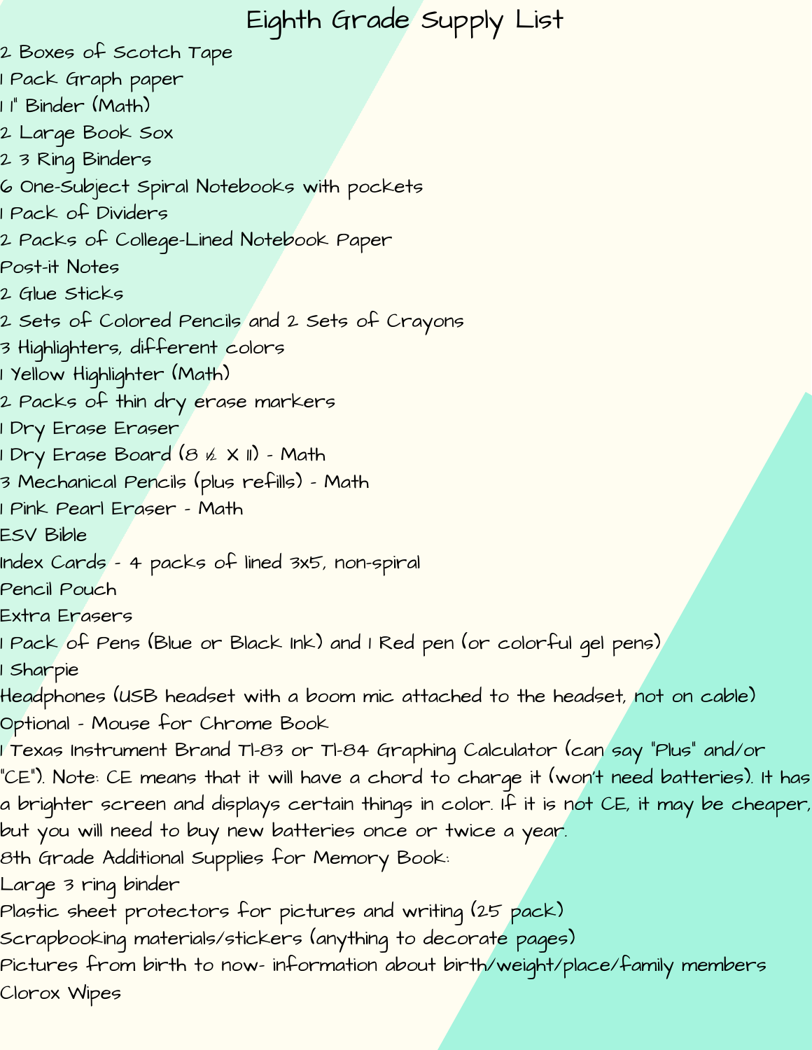# Eighth Grade Supply List

2 Boxes of Scotch Tape
1 Pack Graph paper
1 1" Binder (Math)
2 Large Book Sox
2 3 Ring Binders
6 One-Subject Spiral Notebooks with pockets
1 Pack of Dividers
2 Packs of College-Lined Notebook Paper
Post-it Notes
2 Glue Sticks
2 Sets of Colored Pencils and 2 Sets of Crayons
3 Highlighters, different colors
1 Yellow Highlighter (Math)
2 Packs of thin dry erase markers
1 Dry Erase Eraser
1 Dry Erase Board (8 ½ X 11) - Math
3 Mechanical Pencils (plus refills) - Math
1 Pink Pearl Eraser - Math
ESV Bible
Index Cards - 4 packs of lined 3x5, non-spiral
Pencil Pouch
Extra Erasers
1 Pack of Pens (Blue or Black Ink) and 1 Red pen (or colorful gel pens)
1 Sharpie
Headphones (USB headset with a boom mic attached to the headset, not on cable)
Optional - Mouse for Chrome Book
1 Texas Instrument Brand TI-83 or TI-84 Graphing Calculator (can say "Plus" and/or "CE"). Note: CE means that it will have a chord to charge it (won't need batteries). It has a brighter screen and displays certain things in color. If it is not CE, it may be cheaper, but you will need to buy new batteries once or twice a year.
8th Grade Additional Supplies for Memory Book:
Large 3 ring binder
Plastic sheet protectors for pictures and writing (25 pack)
Scrapbooking materials/stickers (anything to decorate pages)
Pictures from birth to now- information about birth/weight/place/family members
Clorox Wipes